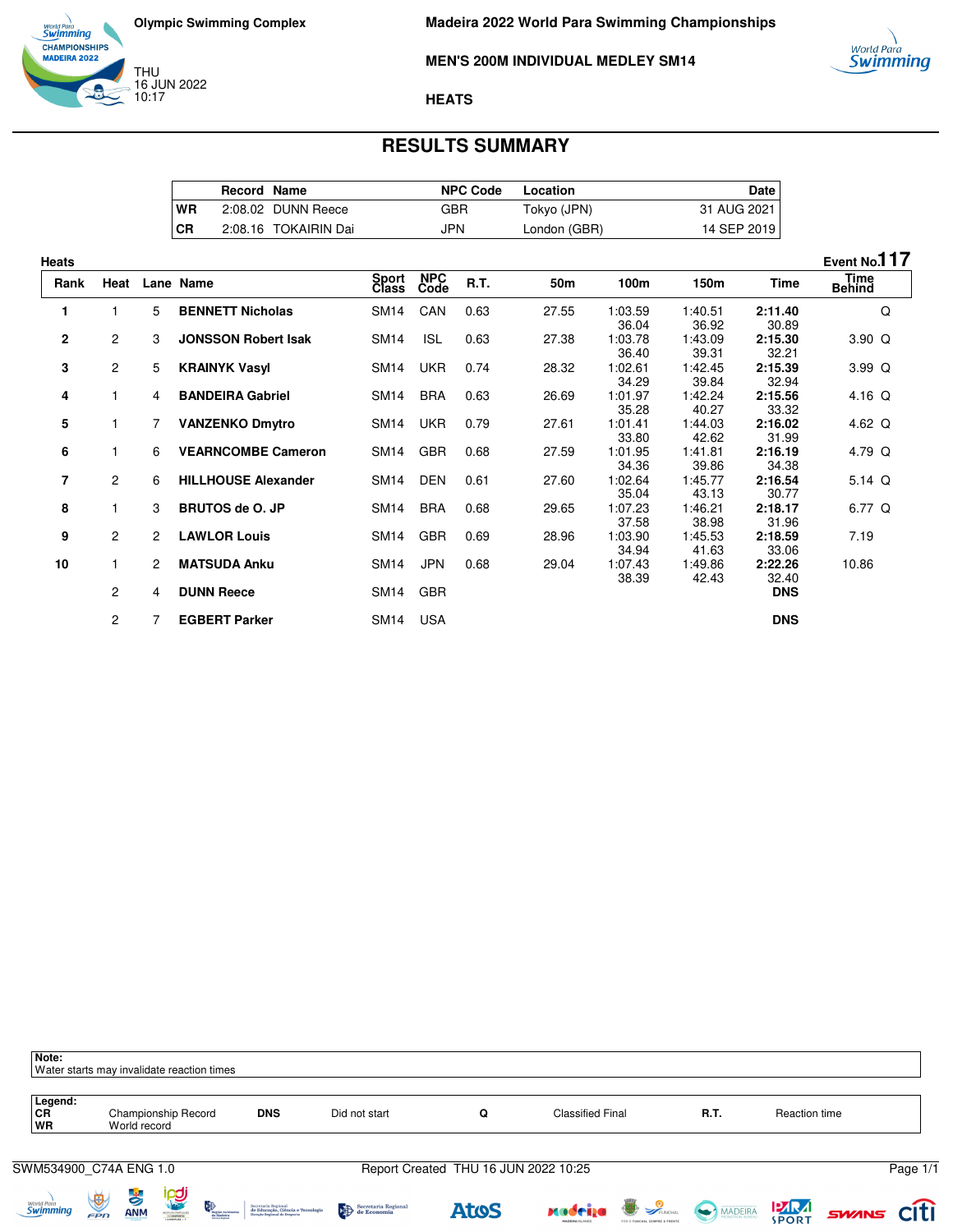Olympic Swimming Complex

THU
16 JUN 2022
10:17

# Madeira 2022 World Para Swimming Championships

## MEN'S 200M INDIVIDUAL MEDLEY SM14

### HEATS

## RESULTS SUMMARY

| | Record | Name | NPC Code | Location | Date |
|---|---|---|---|---|---|
| WR | 2:08.02 | DUNN Reece | GBR | Tokyo (JPN) | 31 AUG 2021 |
| CR | 2:08.16 | TOKAIRIN Dai | JPN | London (GBR) | 14 SEP 2019 |

Heats — Event No.117

| Rank | Heat | Lane | Name | Sport Class | NPC Code | R.T. | 50m | 100m | 150m | Time | Time Behind |
|---|---|---|---|---|---|---|---|---|---|---|---|
| 1 | 1 | 5 | **BENNETT Nicholas** | SM14 | CAN | 0.63 | 27.55 | 1:03.59 / 36.04 | 1:40.51 / 36.92 | **2:11.40** / 30.89 | Q |
| 2 | 2 | 3 | **JONSSON Robert Isak** | SM14 | ISL | 0.63 | 27.38 | 1:03.78 / 36.40 | 1:43.09 / 39.31 | **2:15.30** / 32.21 | 3.90 Q |
| 3 | 2 | 5 | **KRAINYK Vasyl** | SM14 | UKR | 0.74 | 28.32 | 1:02.61 / 34.29 | 1:42.45 / 39.84 | **2:15.39** / 32.94 | 3.99 Q |
| 4 | 1 | 4 | **BANDEIRA Gabriel** | SM14 | BRA | 0.63 | 26.69 | 1:01.97 / 35.28 | 1:42.24 / 40.27 | **2:15.56** / 33.32 | 4.16 Q |
| 5 | 1 | 7 | **VANZENKO Dmytro** | SM14 | UKR | 0.79 | 27.61 | 1:01.41 / 33.80 | 1:44.03 / 42.62 | **2:16.02** / 31.99 | 4.62 Q |
| 6 | 1 | 6 | **VEARNCOMBE Cameron** | SM14 | GBR | 0.68 | 27.59 | 1:01.95 / 34.36 | 1:41.81 / 39.86 | **2:16.19** / 34.38 | 4.79 Q |
| 7 | 2 | 6 | **HILLHOUSE Alexander** | SM14 | DEN | 0.61 | 27.60 | 1:02.64 / 35.04 | 1:45.77 / 43.13 | **2:16.54** / 30.77 | 5.14 Q |
| 8 | 1 | 3 | **BRUTOS de O. JP** | SM14 | BRA | 0.68 | 29.65 | 1:07.23 / 37.58 | 1:46.21 / 38.98 | **2:18.17** / 31.96 | 6.77 Q |
| 9 | 2 | 2 | **LAWLOR Louis** | SM14 | GBR | 0.69 | 28.96 | 1:03.90 / 34.94 | 1:45.53 / 41.63 | **2:18.59** / 33.06 | 7.19 |
| 10 | 1 | 2 | **MATSUDA Anku** | SM14 | JPN | 0.68 | 29.04 | 1:07.43 / 38.39 | 1:49.86 / 42.43 | **2:22.26** / 32.40 | 10.86 |
| | 2 | 4 | **DUNN Reece** | SM14 | GBR | | | | | **DNS** | |
| | 2 | 7 | **EGBERT Parker** | SM14 | USA | | | | | **DNS** | |

**Note:**
Water starts may invalidate reaction times

**Legend:**

| | | | | | | | |
|---|---|---|---|---|---|---|---|
| CR | Championship Record | DNS | Did not start | Q | Classified Final | R.T. | Reaction time |
| WR | World record | | | | | | |

SWM534900_C74A ENG 1.0 — Report Created THU 16 JUN 2022 10:25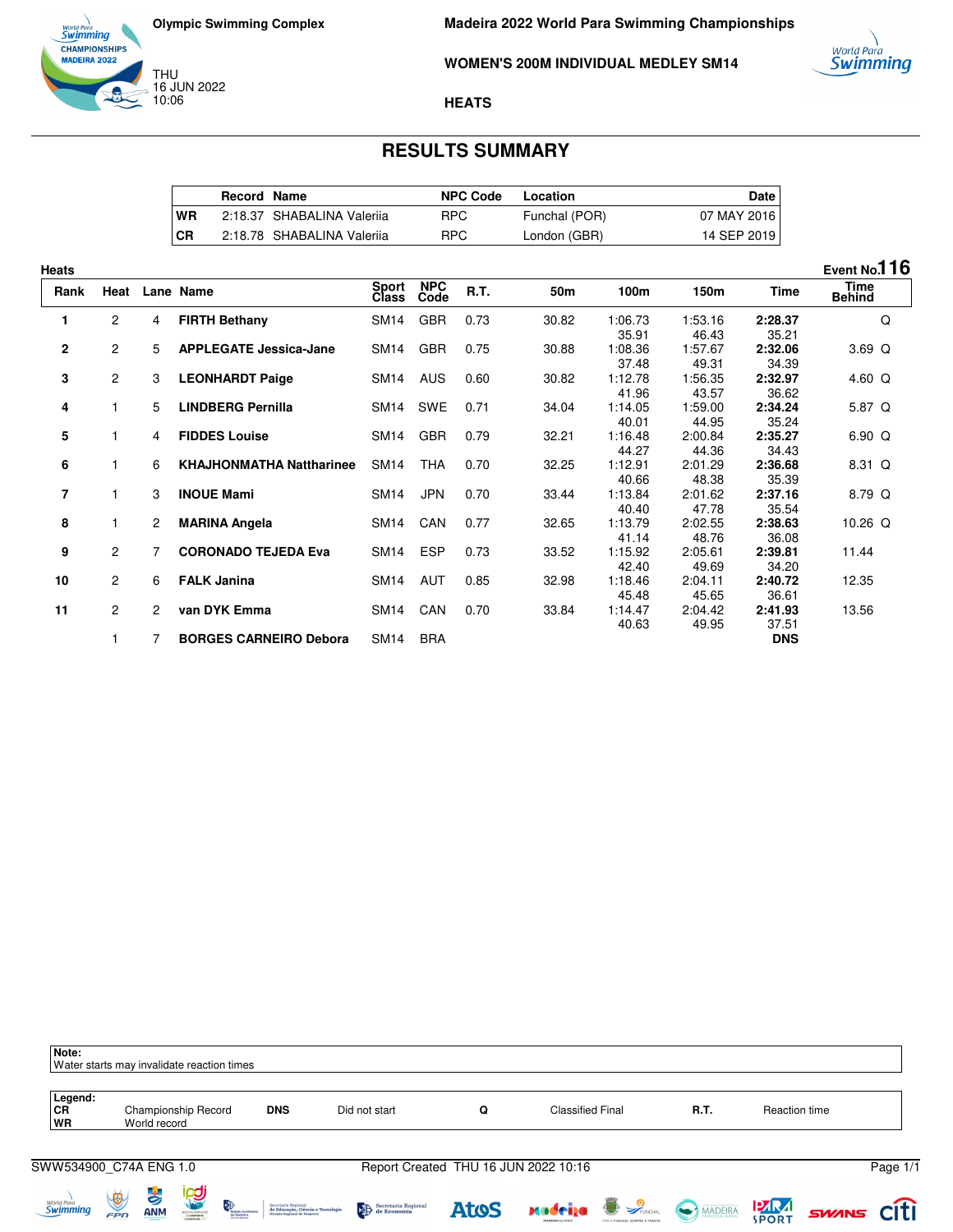Olympic Swimming Complex

THU
16 JUN 2022
10:06

# Madeira 2022 World Para Swimming Championships

## WOMEN'S 200M INDIVIDUAL MEDLEY SM14

### HEATS

## RESULTS SUMMARY

| | Record | Name | NPC Code | Location | Date |
|---|---|---|---|---|---|
| WR | 2:18.37 | SHABALINA Valeriia | RPC | Funchal (POR) | 07 MAY 2016 |
| CR | 2:18.78 | SHABALINA Valeriia | RPC | London (GBR) | 14 SEP 2019 |

**Heats** — Event No.116

| Rank | Heat | Lane | Name | Sport Class | NPC Code | R.T. | 50m | 100m | 150m | Time | Time Behind | |
|---|---|---|---|---|---|---|---|---|---|---|---|---|
| 1 | 2 | 4 | **FIRTH Bethany** | SM14 | GBR | 0.73 | 30.82 | 1:06.73 / 35.91 | 1:53.16 / 46.43 | **2:28.37** / 35.21 | | Q |
| 2 | 2 | 5 | **APPLEGATE Jessica-Jane** | SM14 | GBR | 0.75 | 30.88 | 1:08.36 / 37.48 | 1:57.67 / 49.31 | **2:32.06** / 34.39 | 3.69 | Q |
| 3 | 2 | 3 | **LEONHARDT Paige** | SM14 | AUS | 0.60 | 30.82 | 1:12.78 / 41.96 | 1:56.35 / 43.57 | **2:32.97** / 36.62 | 4.60 | Q |
| 4 | 1 | 5 | **LINDBERG Pernilla** | SM14 | SWE | 0.71 | 34.04 | 1:14.05 / 40.01 | 1:59.00 / 44.95 | **2:34.24** / 35.24 | 5.87 | Q |
| 5 | 1 | 4 | **FIDDES Louise** | SM14 | GBR | 0.79 | 32.21 | 1:16.48 / 44.27 | 2:00.84 / 44.36 | **2:35.27** / 34.43 | 6.90 | Q |
| 6 | 1 | 6 | **KHAJHONMATHA Nattharinee** | SM14 | THA | 0.70 | 32.25 | 1:12.91 / 40.66 | 2:01.29 / 48.38 | **2:36.68** / 35.39 | 8.31 | Q |
| 7 | 1 | 3 | **INOUE Mami** | SM14 | JPN | 0.70 | 33.44 | 1:13.84 / 40.40 | 2:01.62 / 47.78 | **2:37.16** / 35.54 | 8.79 | Q |
| 8 | 1 | 2 | **MARINA Angela** | SM14 | CAN | 0.77 | 32.65 | 1:13.79 / 41.14 | 2:02.55 / 48.76 | **2:38.63** / 36.08 | 10.26 | Q |
| 9 | 2 | 7 | **CORONADO TEJEDA Eva** | SM14 | ESP | 0.73 | 33.52 | 1:15.92 / 42.40 | 2:05.61 / 49.69 | **2:39.81** / 34.20 | 11.44 | |
| 10 | 2 | 6 | **FALK Janina** | SM14 | AUT | 0.85 | 32.98 | 1:18.46 / 45.48 | 2:04.11 / 45.65 | **2:40.72** / 36.61 | 12.35 | |
| 11 | 2 | 2 | **van DYK Emma** | SM14 | CAN | 0.70 | 33.84 | 1:14.47 / 40.63 | 2:04.42 / 49.95 | **2:41.93** / 37.51 | 13.56 | |
| | 1 | 7 | **BORGES CARNEIRO Debora** | SM14 | BRA | | | | | **DNS** | | |

**Note:**
Water starts may invalidate reaction times

**Legend:**

| | | | | | | | |
|---|---|---|---|---|---|---|---|
| CR | Championship Record | DNS | Did not start | Q | Classified Final | R.T. | Reaction time |
| WR | World record | | | | | | |

SWW534900_C74A ENG 1.0 — Report Created THU 16 JUN 2022 10:16